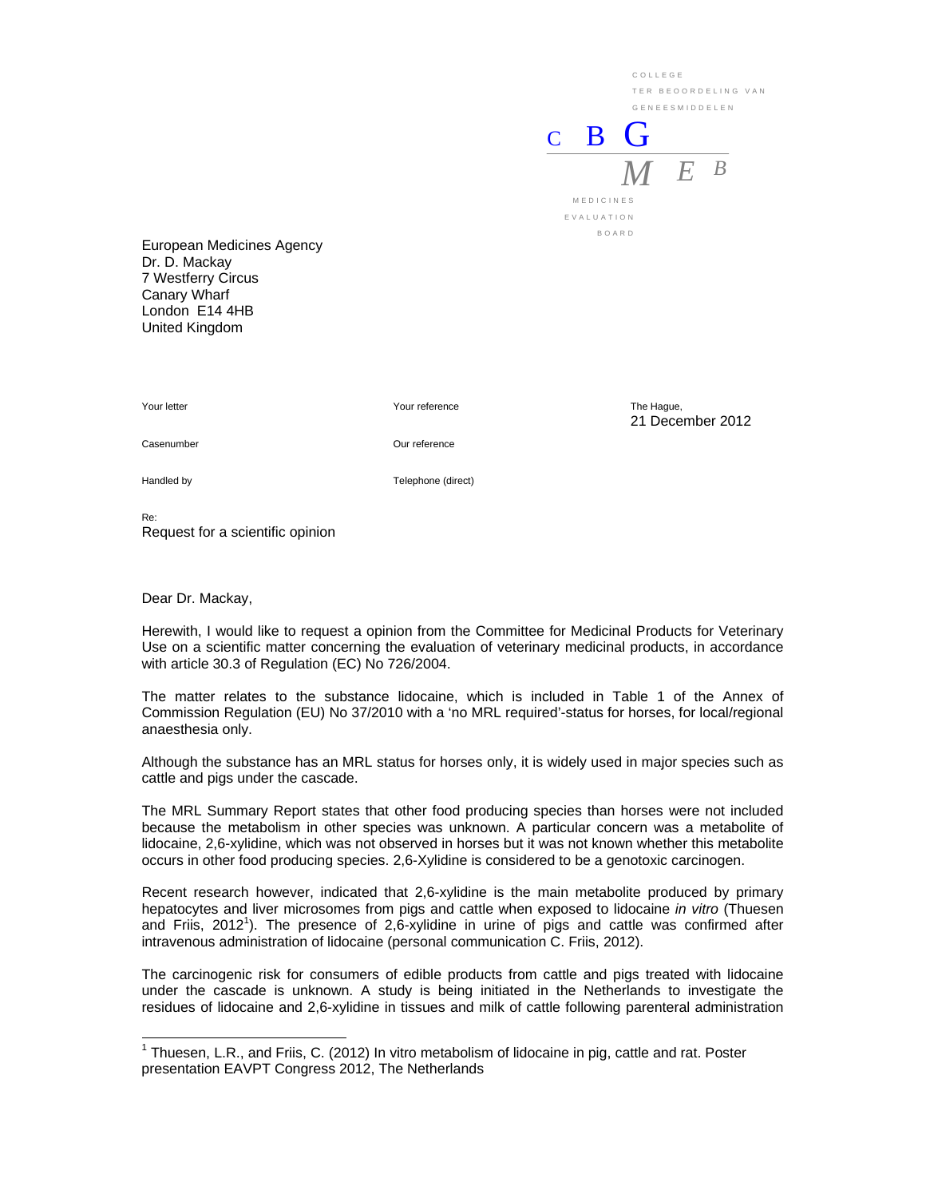COLLEGE
TER BEOORDELING VAN
GENEESMIDDELEN

C B G

M E B

MEDICINES
EVALUATION
BOARD

European Medicines Agency
Dr. D. Mackay
7 Westferry Circus
Canary Wharf
London E14 4HB
United Kingdom

| Your letter | Your reference | The Hague, 21 December 2012 |
|---|---|---|
| Casenumber | Our reference | |
| Handled by | Telephone (direct) | |

Re:
Request for a scientific opinion

Dear Dr. Mackay,

Herewith, I would like to request a opinion from the Committee for Medicinal Products for Veterinary Use on a scientific matter concerning the evaluation of veterinary medicinal products, in accordance with article 30.3 of Regulation (EC) No 726/2004.

The matter relates to the substance lidocaine, which is included in Table 1 of the Annex of Commission Regulation (EU) No 37/2010 with a 'no MRL required'-status for horses, for local/regional anaesthesia only.

Although the substance has an MRL status for horses only, it is widely used in major species such as cattle and pigs under the cascade.

The MRL Summary Report states that other food producing species than horses were not included because the metabolism in other species was unknown. A particular concern was a metabolite of lidocaine, 2,6-xylidine, which was not observed in horses but it was not known whether this metabolite occurs in other food producing species. 2,6-Xylidine is considered to be a genotoxic carcinogen.

Recent research however, indicated that 2,6-xylidine is the main metabolite produced by primary hepatocytes and liver microsomes from pigs and cattle when exposed to lidocaine *in vitro* (Thuesen and Friis, 2012[1]). The presence of 2,6-xylidine in urine of pigs and cattle was confirmed after intravenous administration of lidocaine (personal communication C. Friis, 2012).

The carcinogenic risk for consumers of edible products from cattle and pigs treated with lidocaine under the cascade is unknown. A study is being initiated in the Netherlands to investigate the residues of lidocaine and 2,6-xylidine in tissues and milk of cattle following parenteral administration

[1] Thuesen, L.R., and Friis, C. (2012) In vitro metabolism of lidocaine in pig, cattle and rat. Poster presentation EAVPT Congress 2012, The Netherlands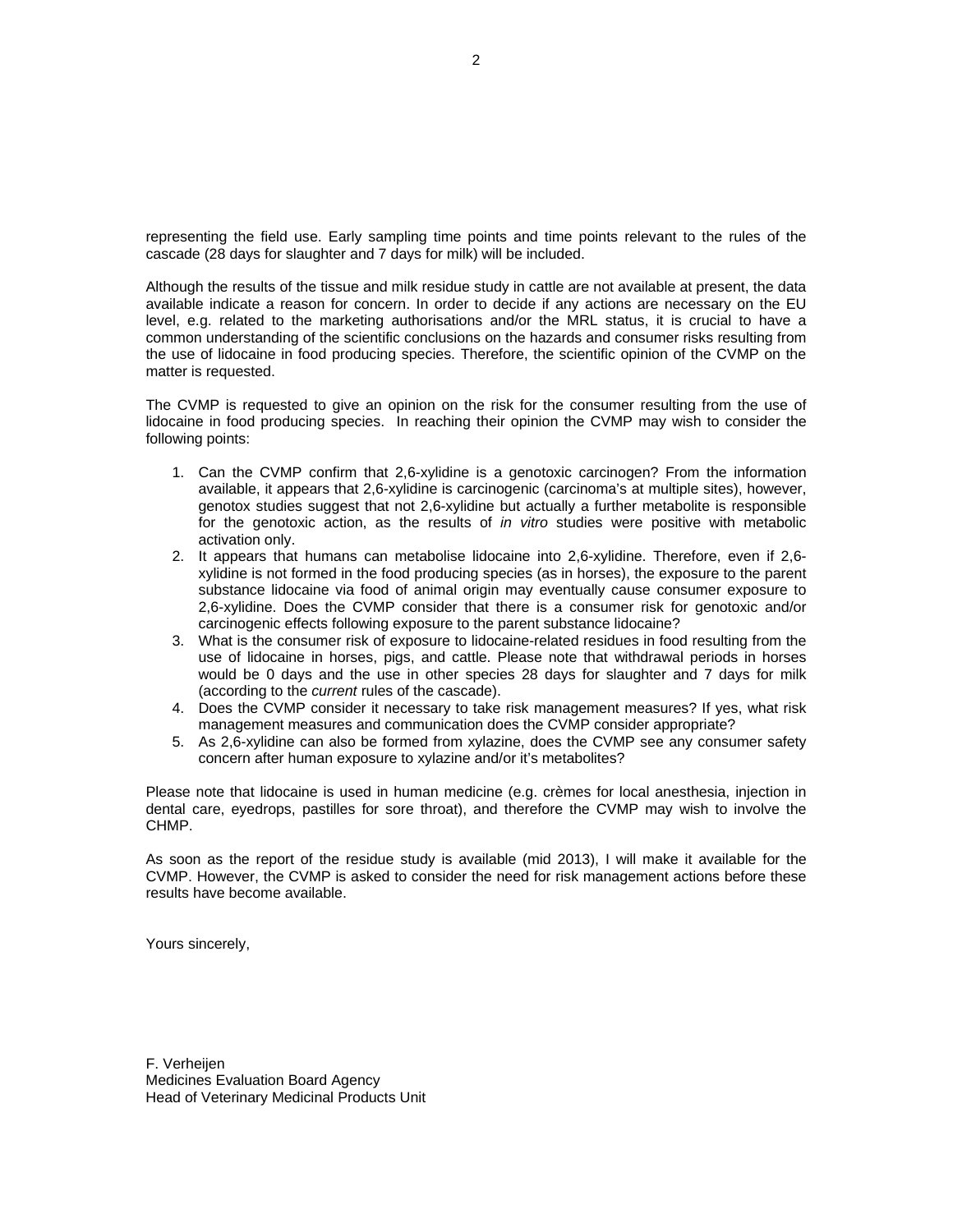representing the field use. Early sampling time points and time points relevant to the rules of the cascade (28 days for slaughter and 7 days for milk) will be included.

Although the results of the tissue and milk residue study in cattle are not available at present, the data available indicate a reason for concern. In order to decide if any actions are necessary on the EU level, e.g. related to the marketing authorisations and/or the MRL status, it is crucial to have a common understanding of the scientific conclusions on the hazards and consumer risks resulting from the use of lidocaine in food producing species. Therefore, the scientific opinion of the CVMP on the matter is requested.

The CVMP is requested to give an opinion on the risk for the consumer resulting from the use of lidocaine in food producing species. In reaching their opinion the CVMP may wish to consider the following points:

1. Can the CVMP confirm that 2,6-xylidine is a genotoxic carcinogen? From the information available, it appears that 2,6-xylidine is carcinogenic (carcinoma's at multiple sites), however, genotox studies suggest that not 2,6-xylidine but actually a further metabolite is responsible for the genotoxic action, as the results of *in vitro* studies were positive with metabolic activation only.
2. It appears that humans can metabolise lidocaine into 2,6-xylidine. Therefore, even if 2,6-xylidine is not formed in the food producing species (as in horses), the exposure to the parent substance lidocaine via food of animal origin may eventually cause consumer exposure to 2,6-xylidine. Does the CVMP consider that there is a consumer risk for genotoxic and/or carcinogenic effects following exposure to the parent substance lidocaine?
3. What is the consumer risk of exposure to lidocaine-related residues in food resulting from the use of lidocaine in horses, pigs, and cattle. Please note that withdrawal periods in horses would be 0 days and the use in other species 28 days for slaughter and 7 days for milk (according to the *current* rules of the cascade).
4. Does the CVMP consider it necessary to take risk management measures? If yes, what risk management measures and communication does the CVMP consider appropriate?
5. As 2,6-xylidine can also be formed from xylazine, does the CVMP see any consumer safety concern after human exposure to xylazine and/or it's metabolites?

Please note that lidocaine is used in human medicine (e.g. crèmes for local anesthesia, injection in dental care, eyedrops, pastilles for sore throat), and therefore the CVMP may wish to involve the CHMP.

As soon as the report of the residue study is available (mid 2013), I will make it available for the CVMP. However, the CVMP is asked to consider the need for risk management actions before these results have become available.

Yours sincerely,

F. Verheijen
Medicines Evaluation Board Agency
Head of Veterinary Medicinal Products Unit